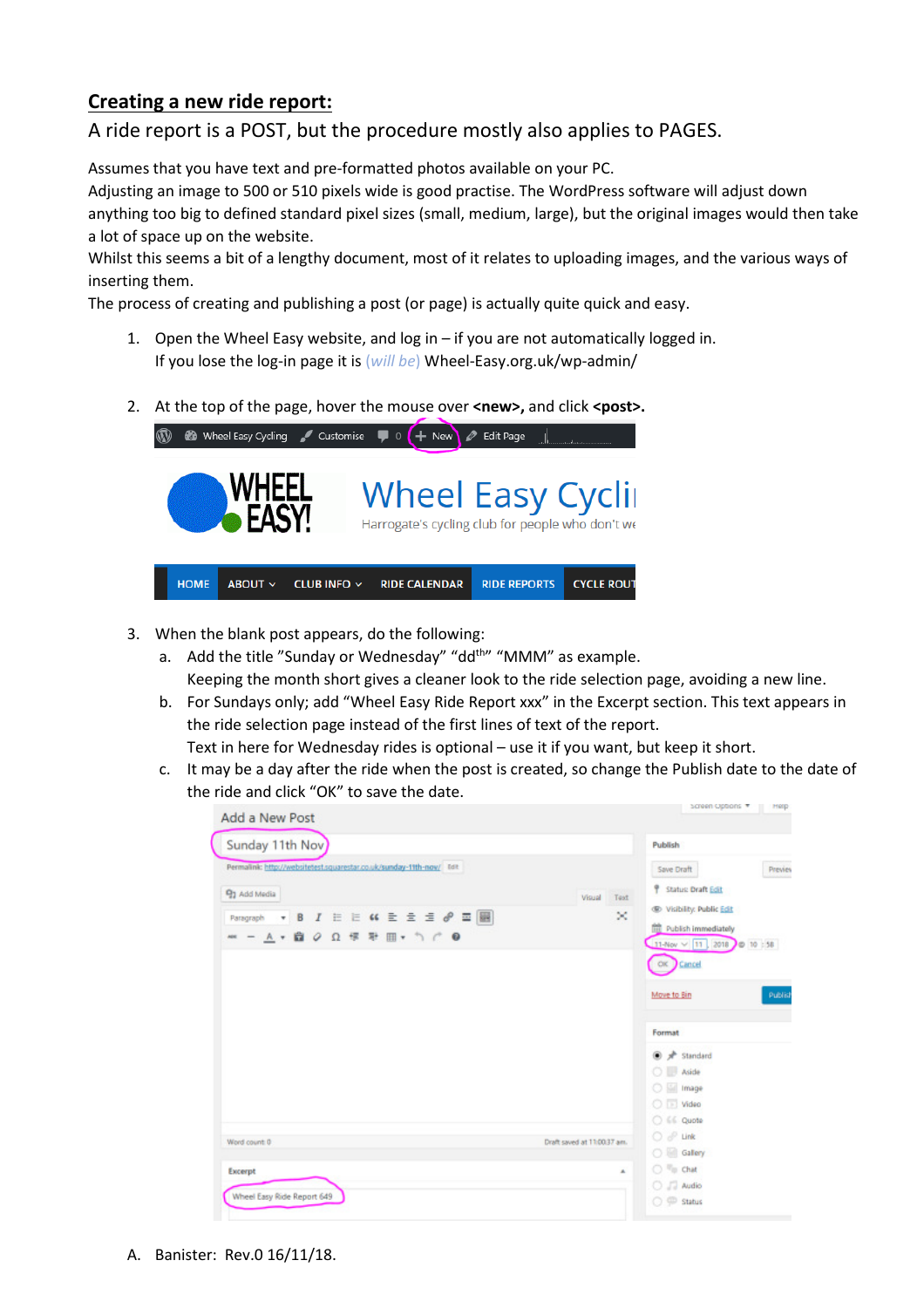## Creating a new ride report:

A ride report is a POST, but the procedure mostly also applies to PAGES.

Assumes that you have text and pre-formatted photos available on your PC.
Adjusting an image to 500 or 510 pixels wide is good practise. The WordPress software will adjust down anything too big to defined standard pixel sizes (small, medium, large), but the original images would then take a lot of space up on the website.
Whilst this seems a bit of a lengthy document, most of it relates to uploading images, and the various ways of inserting them.
The process of creating and publishing a post (or page) is actually quite quick and easy.

1. Open the Wheel Easy website, and log in – if you are not automatically logged in.
   If you lose the log-in page it is *(will be)* Wheel-Easy.org.uk/wp-admin/

2. At the top of the page, hover the mouse over **<new>,** and click **<post>.**

3. When the blank post appears, do the following:
   a. Add the title "Sunday or Wednesday" "dd[th]" "MMM" as example.
      Keeping the month short gives a cleaner look to the ride selection page, avoiding a new line.
   b. For Sundays only; add "Wheel Easy Ride Report xxx" in the Excerpt section. This text appears in the ride selection page instead of the first lines of text of the report.
      Text in here for Wednesday rides is optional – use it if you want, but keep it short.
   c. It may be a day after the ride when the post is created, so change the Publish date to the date of the ride and click "OK" to save the date.

A. Banister: Rev.0 16/11/18.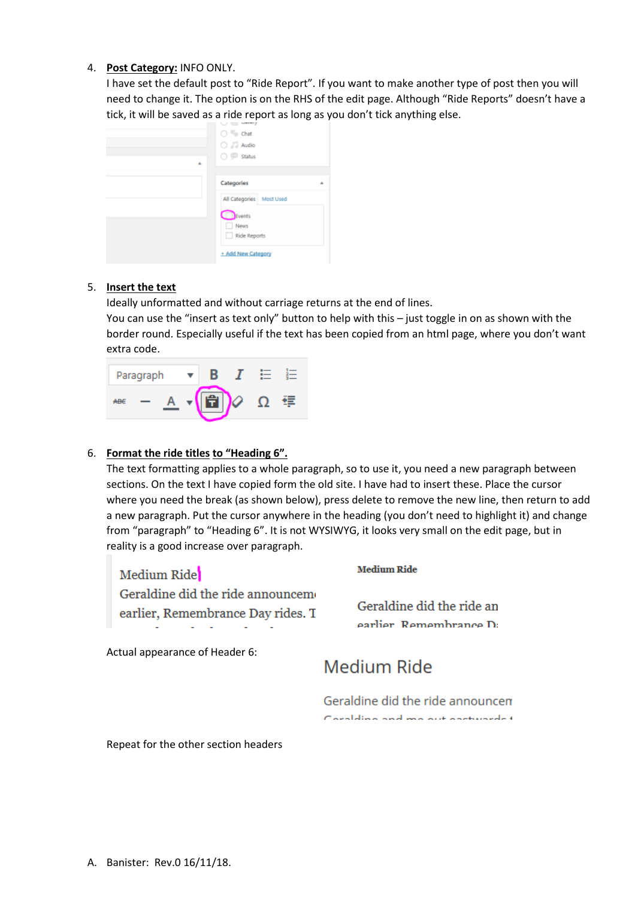4. **Post Category:** INFO ONLY.
   I have set the default post to "Ride Report". If you want to make another type of post then you will need to change it. The option is on the RHS of the edit page. Although "Ride Reports" doesn't have a tick, it will be saved as a ride report as long as you don't tick anything else.

5. **Insert the text**
   Ideally unformatted and without carriage returns at the end of lines.
   You can use the "insert as text only" button to help with this – just toggle in on as shown with the border round. Especially useful if the text has been copied from an html page, where you don't want extra code.

6. **Format the ride titles to "Heading 6".**
   The text formatting applies to a whole paragraph, so to use it, you need a new paragraph between sections. On the text I have copied form the old site. I have had to insert these. Place the cursor where you need the break (as shown below), press delete to remove the new line, then return to add a new paragraph. Put the cursor anywhere in the heading (you don't need to highlight it) and change from "paragraph" to "Heading 6". It is not WYSIWYG, it looks very small on the edit page, but in reality is a good increase over paragraph.

   Actual appearance of Header 6:

   Repeat for the other section headers

A. Banister: Rev.0 16/11/18.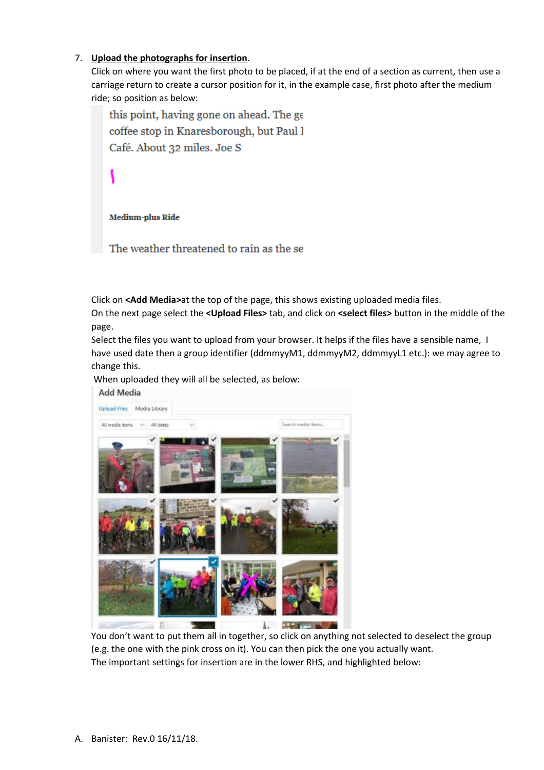7. **Upload the photographs for insertion**.

   Click on where you want the first photo to be placed, if at the end of a section as current, then use a carriage return to create a cursor position for it, in the example case, first photo after the medium ride; so position as below:

   > this point, having gone on ahead. The ge
   > coffee stop in Knaresborough, but Paul I
   > Café. About 32 miles. Joe S
   >
   > **Medium-plus Ride**
   >
   > The weather threatened to rain as the se

   Click on **<Add Media>**at the top of the page, this shows existing uploaded media files.

   On the next page select the **<Upload Files>** tab, and click on **<select files>** button in the middle of the page.

   Select the files you want to upload from your browser. It helps if the files have a sensible name, I have used date then a group identifier (ddmmyyM1, ddmmyyM2, ddmmyyL1 etc.): we may agree to change this.

   When uploaded they will all be selected, as below:

   Add Media

   Upload Files | Media Library

   All media items | All dates | Search media items...

   You don't want to put them all in together, so click on anything not selected to deselect the group (e.g. the one with the pink cross on it). You can then pick the one you actually want.

   The important settings for insertion are in the lower RHS, and highlighted below: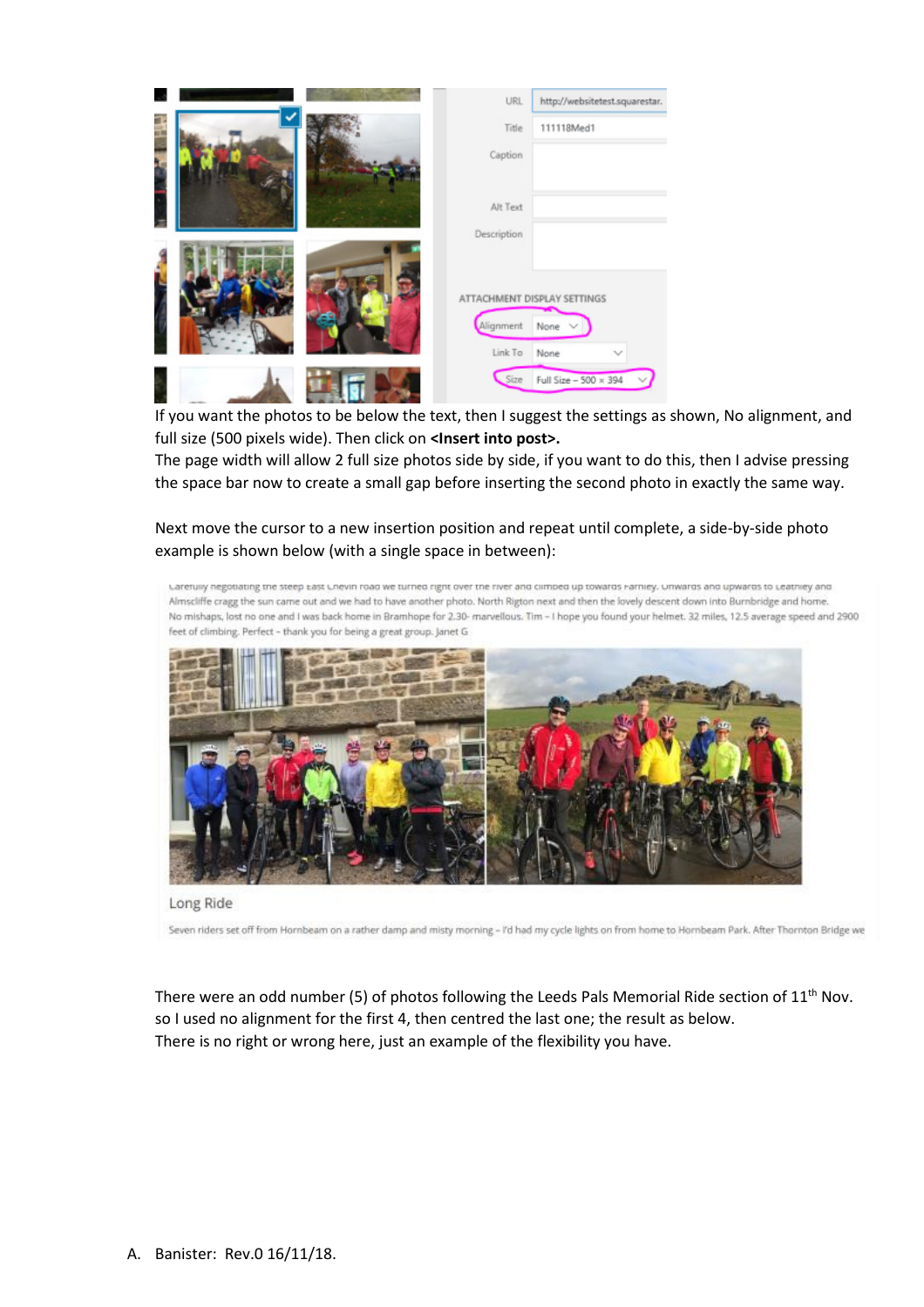If you want the photos to be below the text, then I suggest the settings as shown, No alignment, and full size (500 pixels wide). Then click on **<Insert into post>.**

The page width will allow 2 full size photos side by side, if you want to do this, then I advise pressing the space bar now to create a small gap before inserting the second photo in exactly the same way.

Next move the cursor to a new insertion position and repeat until complete, a side-by-side photo example is shown below (with a single space in between):

There were an odd number (5) of photos following the Leeds Pals Memorial Ride section of 11th Nov. so I used no alignment for the first 4, then centred the last one; the result as below.

There is no right or wrong here, just an example of the flexibility you have.

A. Banister: Rev.0 16/11/18.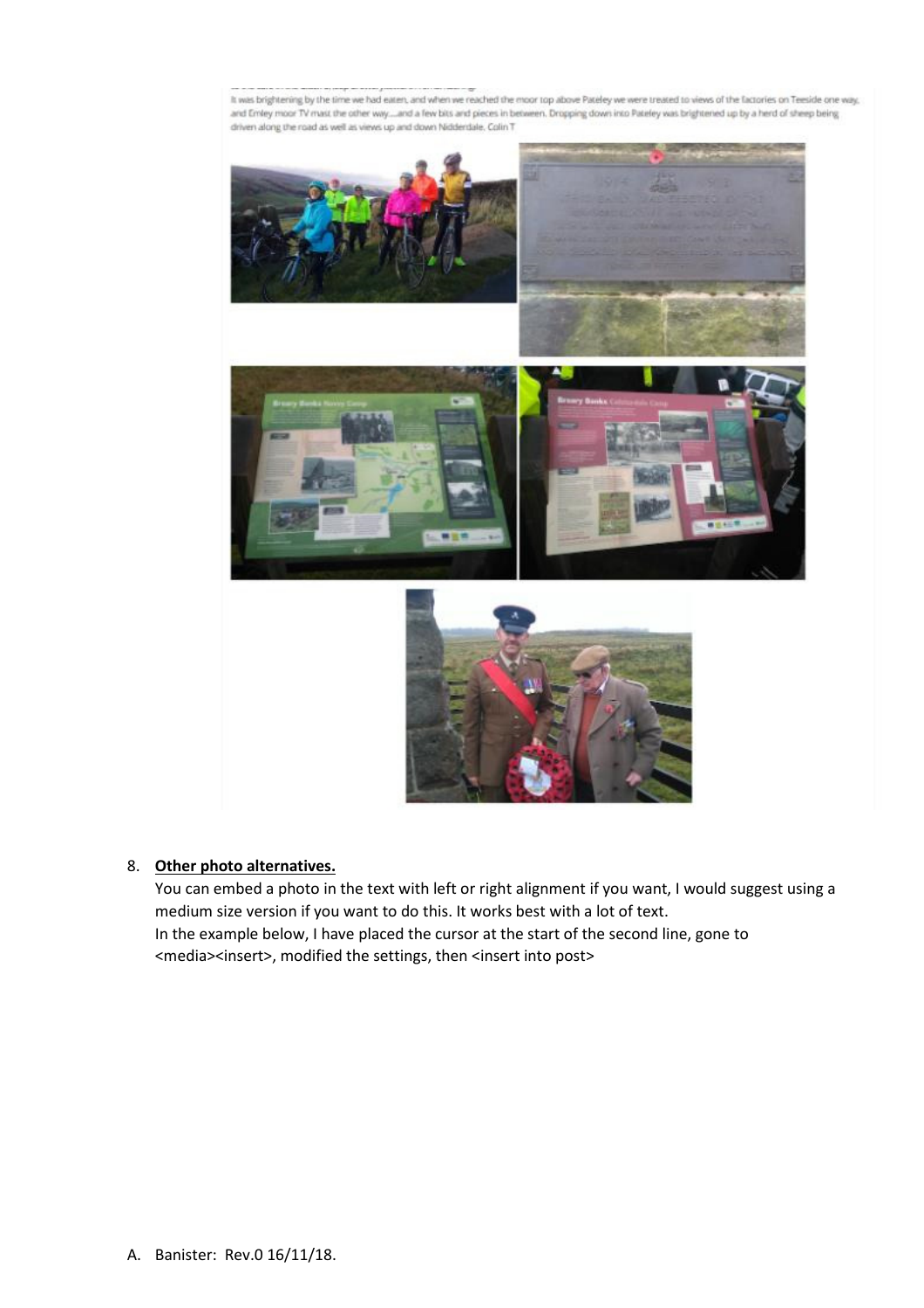It was brightening by the time we had eaten, and when we reached the moor top above Pateley we were treated to views of the factories on Teesside one way, and Emley moor TV mast the other way....and a few bits and pieces in between. Dropping down into Pateley was brightened up by a herd of sheep being driven along the road as well as views up and down Nidderdale. Colin T

8. **Other photo alternatives.**

   You can embed a photo in the text with left or right alignment if you want, I would suggest using a medium size version if you want to do this. It works best with a lot of text.

   In the example below, I have placed the cursor at the start of the second line, gone to <media><insert>, modified the settings, then <insert into post>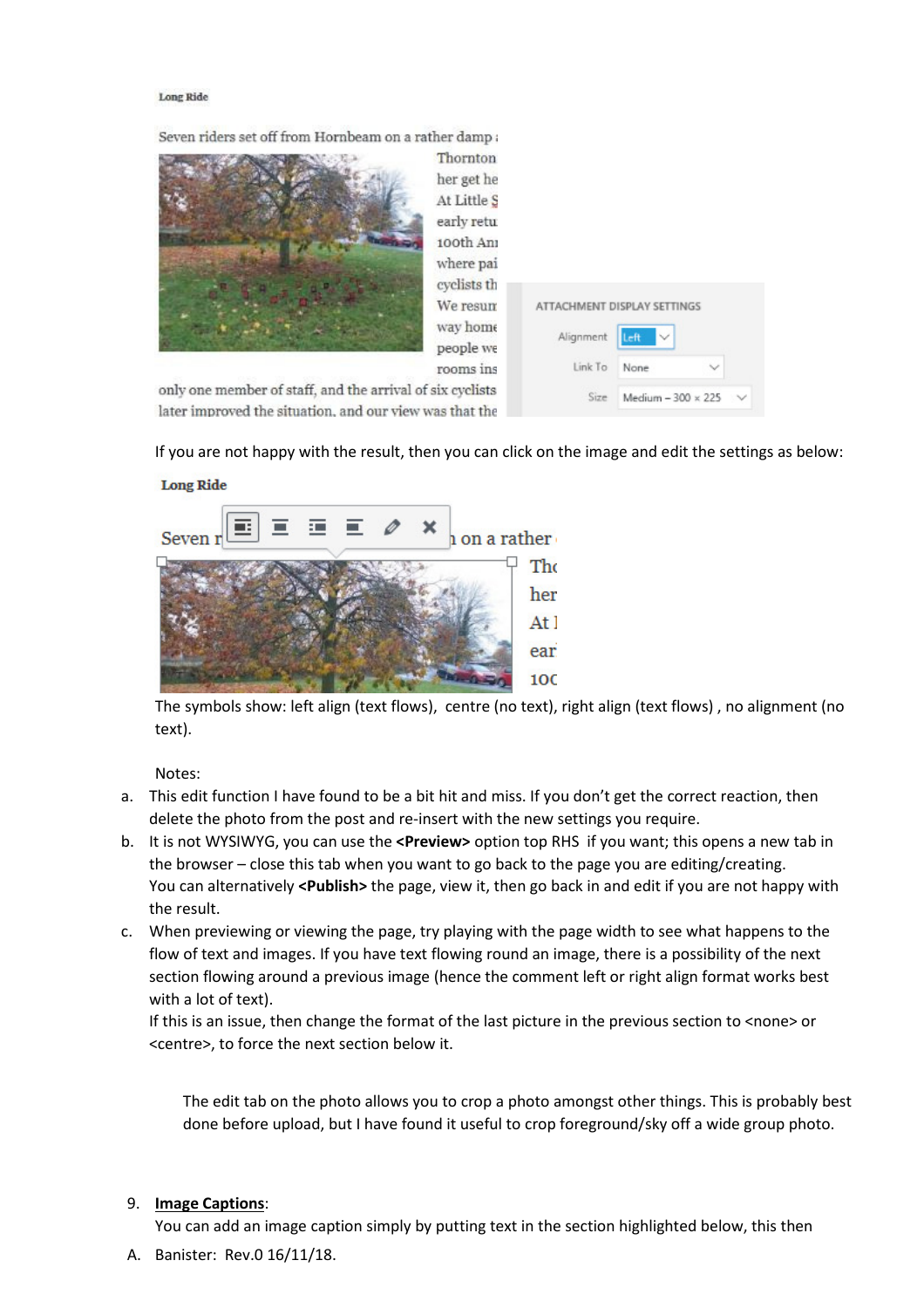If you are not happy with the result, then you can click on the image and edit the settings as below:

The symbols show: left align (text flows), centre (no text), right align (text flows) , no alignment (no text).

Notes:

a. This edit function I have found to be a bit hit and miss. If you don't get the correct reaction, then delete the photo from the post and re-insert with the new settings you require.
b. It is not WYSIWYG, you can use the **<Preview>** option top RHS if you want; this opens a new tab in the browser – close this tab when you want to go back to the page you are editing/creating.
   You can alternatively **<Publish>** the page, view it, then go back in and edit if you are not happy with the result.
c. When previewing or viewing the page, try playing with the page width to see what happens to the flow of text and images. If you have text flowing round an image, there is a possibility of the next section flowing around a previous image (hence the comment left or right align format works best with a lot of text).
   If this is an issue, then change the format of the last picture in the previous section to <none> or <centre>, to force the next section below it.

   The edit tab on the photo allows you to crop a photo amongst other things. This is probably best done before upload, but I have found it useful to crop foreground/sky off a wide group photo.

9. **Image Captions**:
   You can add an image caption simply by putting text in the section highlighted below, this then

A. Banister: Rev.0 16/11/18.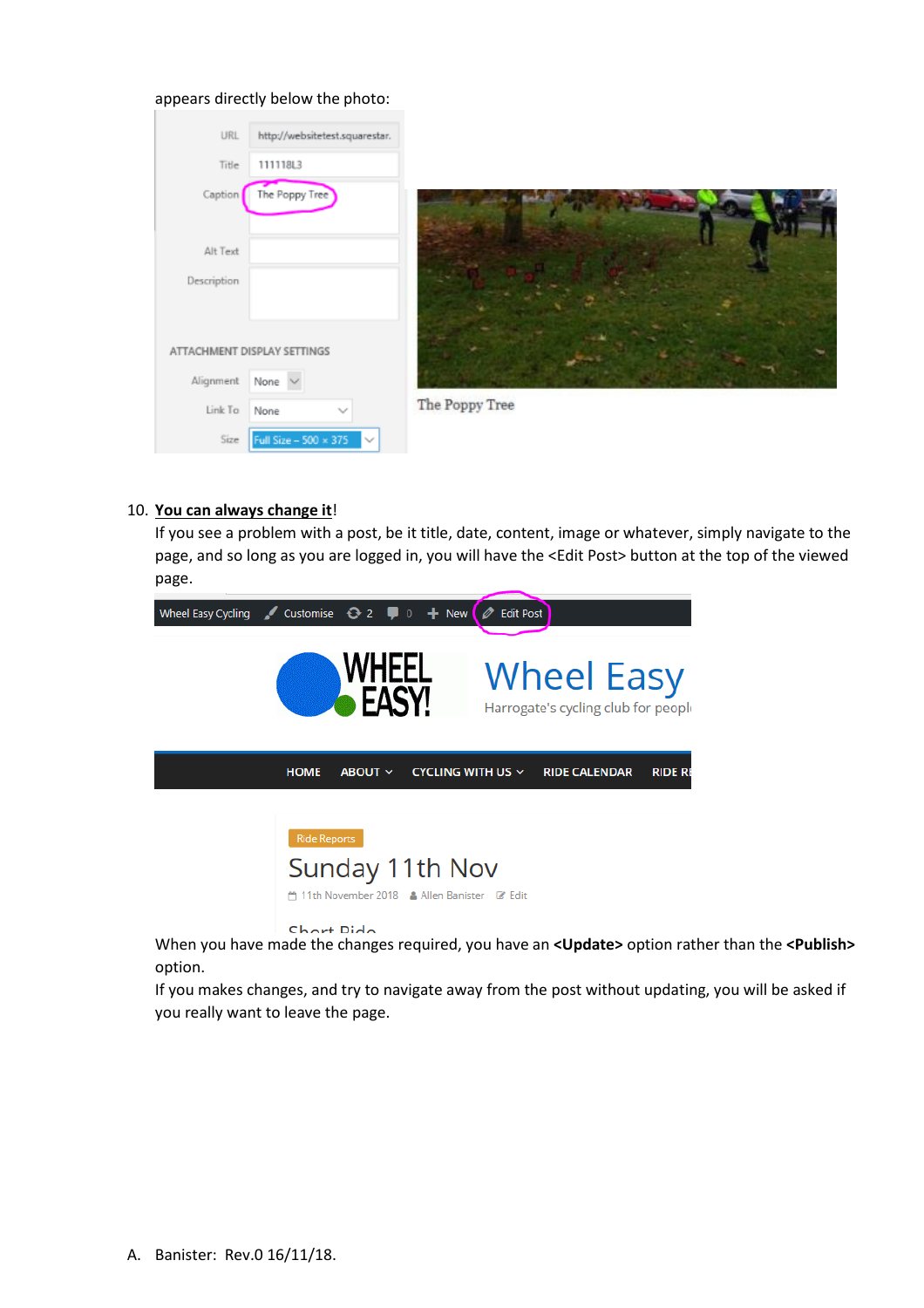appears directly below the photo:

10. **You can always change it**!

    If you see a problem with a post, be it title, date, content, image or whatever, simply navigate to the page, and so long as you are logged in, you will have the <Edit Post> button at the top of the viewed page.

    When you have made the changes required, you have an **<Update>** option rather than the **<Publish>** option.

    If you makes changes, and try to navigate away from the post without updating, you will be asked if you really want to leave the page.

A. Banister: Rev.0 16/11/18.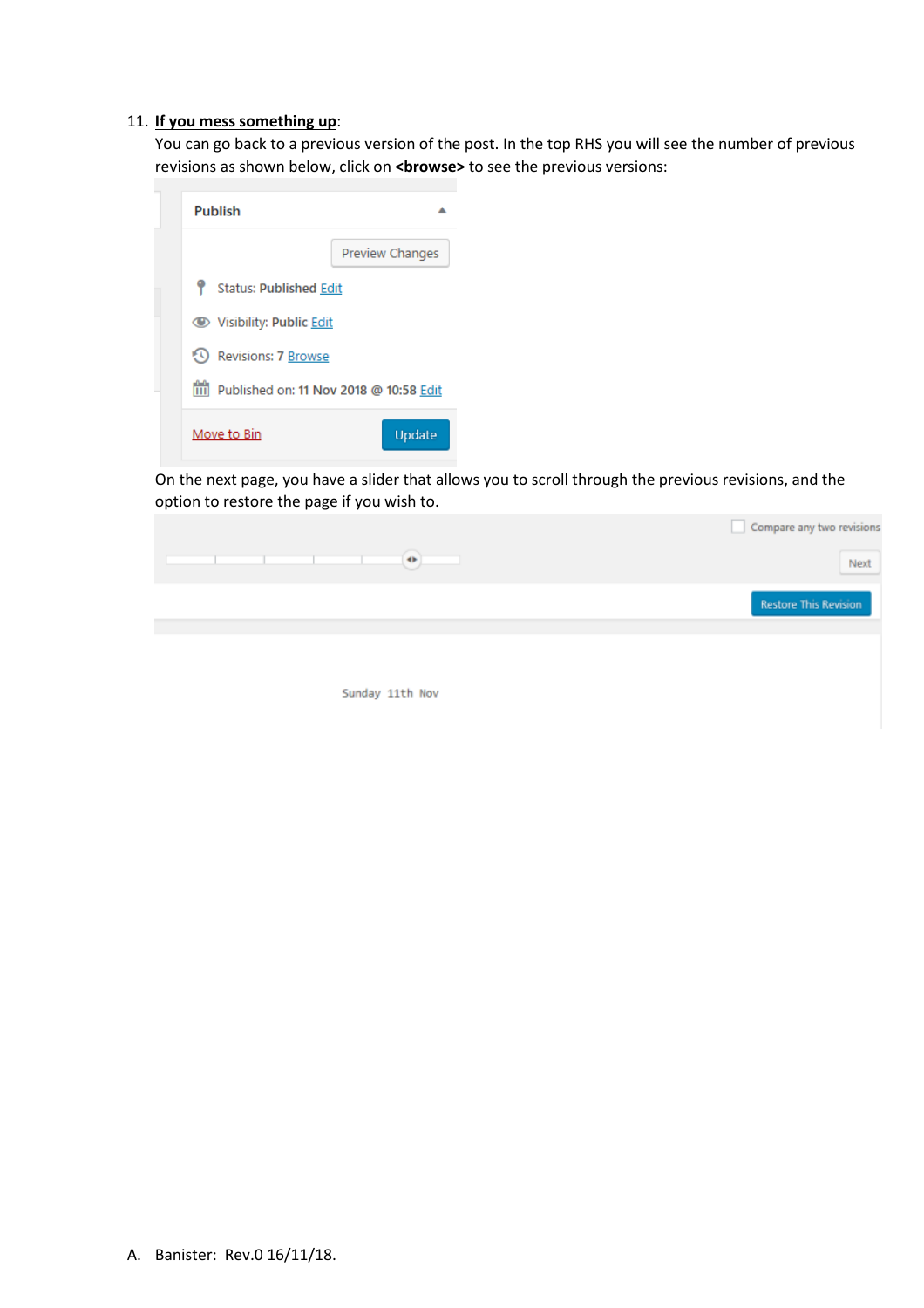11. **If you mess something up**:
    You can go back to a previous version of the post. In the top RHS you will see the number of previous revisions as shown below, click on **<browse>** to see the previous versions:

    Publish

    Preview Changes

    Status: Published Edit

    Visibility: Public Edit

    Revisions: 7 Browse

    Published on: 11 Nov 2018 @ 10:58 Edit

    Move to Bin Update

    On the next page, you have a slider that allows you to scroll through the previous revisions, and the option to restore the page if you wish to.

    Compare any two revisions

    Next

    Restore This Revision

    Sunday 11th Nov

A. Banister: Rev.0 16/11/18.